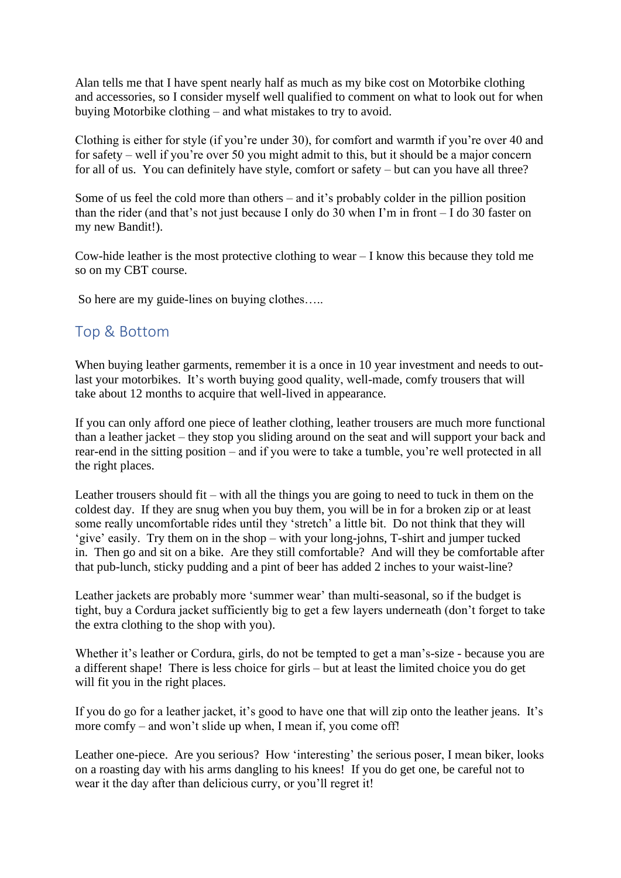Alan tells me that I have spent nearly half as much as my bike cost on Motorbike clothing and accessories, so I consider myself well qualified to comment on what to look out for when buying Motorbike clothing – and what mistakes to try to avoid.

Clothing is either for style (if you're under 30), for comfort and warmth if you're over 40 and for safety – well if you're over 50 you might admit to this, but it should be a major concern for all of us. You can definitely have style, comfort or safety – but can you have all three?

Some of us feel the cold more than others – and it's probably colder in the pillion position than the rider (and that's not just because I only do 30 when I'm in front – I do 30 faster on my new Bandit!).

Cow-hide leather is the most protective clothing to wear – I know this because they told me so on my CBT course.

So here are my guide-lines on buying clothes…..

## Top & Bottom

When buying leather garments, remember it is a once in 10 year investment and needs to out-last your motorbikes. It's worth buying good quality, well-made, comfy trousers that will take about 12 months to acquire that well-lived in appearance.

If you can only afford one piece of leather clothing, leather trousers are much more functional than a leather jacket – they stop you sliding around on the seat and will support your back and rear-end in the sitting position – and if you were to take a tumble, you're well protected in all the right places.

Leather trousers should fit – with all the things you are going to need to tuck in them on the coldest day. If they are snug when you buy them, you will be in for a broken zip or at least some really uncomfortable rides until they 'stretch' a little bit. Do not think that they will 'give' easily. Try them on in the shop – with your long-johns, T-shirt and jumper tucked in. Then go and sit on a bike. Are they still comfortable? And will they be comfortable after that pub-lunch, sticky pudding and a pint of beer has added 2 inches to your waist-line?

Leather jackets are probably more 'summer wear' than multi-seasonal, so if the budget is tight, buy a Cordura jacket sufficiently big to get a few layers underneath (don't forget to take the extra clothing to the shop with you).

Whether it's leather or Cordura, girls, do not be tempted to get a man's-size - because you are a different shape! There is less choice for girls – but at least the limited choice you do get will fit you in the right places.

If you do go for a leather jacket, it's good to have one that will zip onto the leather jeans. It's more comfy – and won't slide up when, I mean if, you come off!

Leather one-piece. Are you serious? How 'interesting' the serious poser, I mean biker, looks on a roasting day with his arms dangling to his knees! If you do get one, be careful not to wear it the day after than delicious curry, or you'll regret it!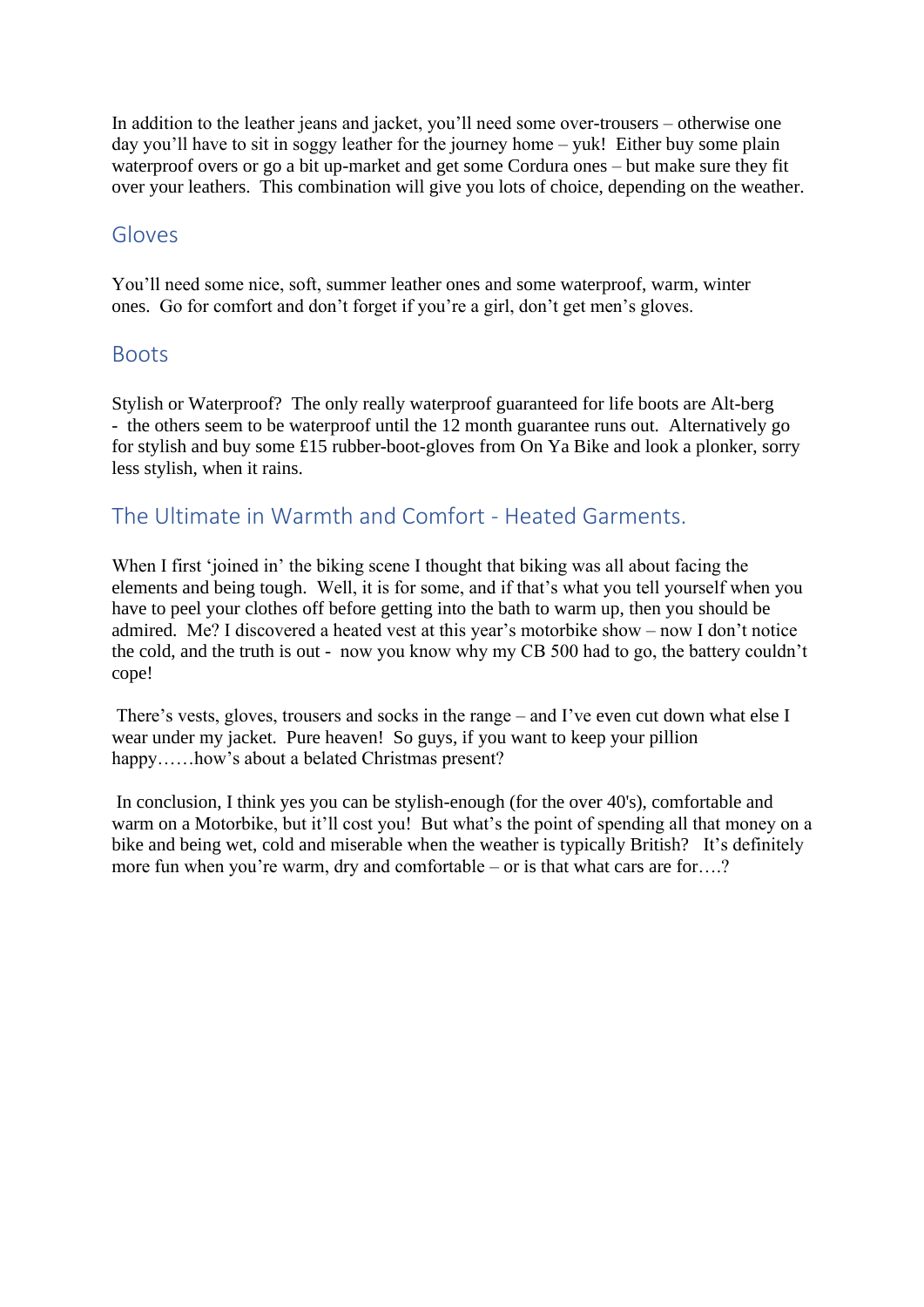In addition to the leather jeans and jacket, you'll need some over-trousers – otherwise one day you'll have to sit in soggy leather for the journey home – yuk! Either buy some plain waterproof overs or go a bit up-market and get some Cordura ones – but make sure they fit over your leathers. This combination will give you lots of choice, depending on the weather.

## Gloves

You'll need some nice, soft, summer leather ones and some waterproof, warm, winter ones. Go for comfort and don't forget if you're a girl, don't get men's gloves.

## Boots

Stylish or Waterproof? The only really waterproof guaranteed for life boots are Alt-berg - the others seem to be waterproof until the 12 month guarantee runs out. Alternatively go for stylish and buy some £15 rubber-boot-gloves from On Ya Bike and look a plonker, sorry less stylish, when it rains.

## The Ultimate in Warmth and Comfort - Heated Garments.

When I first 'joined in' the biking scene I thought that biking was all about facing the elements and being tough. Well, it is for some, and if that's what you tell yourself when you have to peel your clothes off before getting into the bath to warm up, then you should be admired. Me? I discovered a heated vest at this year's motorbike show – now I don't notice the cold, and the truth is out - now you know why my CB 500 had to go, the battery couldn't cope!

There's vests, gloves, trousers and socks in the range – and I've even cut down what else I wear under my jacket. Pure heaven! So guys, if you want to keep your pillion happy……how's about a belated Christmas present?

In conclusion, I think yes you can be stylish-enough (for the over 40's), comfortable and warm on a Motorbike, but it'll cost you! But what's the point of spending all that money on a bike and being wet, cold and miserable when the weather is typically British? It's definitely more fun when you're warm, dry and comfortable – or is that what cars are for….?